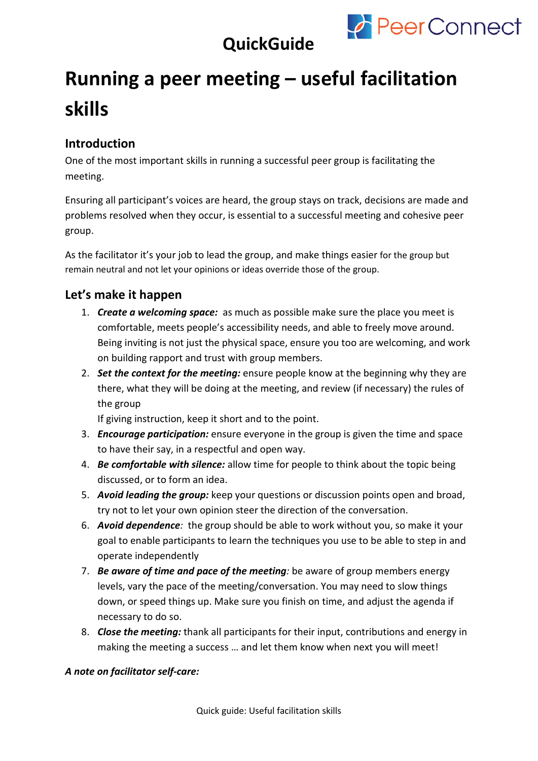**QuickGuide**

# Running a peer meeting – useful facilitation skills

## Introduction

One of the most important skills in running a successful peer group is facilitating the meeting.

Ensuring all participant's voices are heard, the group stays on track, decisions are made and problems resolved when they occur, is essential to a successful meeting and cohesive peer group.

As the facilitator it's your job to lead the group, and make things easier for the group but remain neutral and not let your opinions or ideas override those of the group.

## Let's make it happen

1. ***Create a welcoming space:*** as much as possible make sure the place you meet is comfortable, meets people's accessibility needs, and able to freely move around. Being inviting is not just the physical space, ensure you too are welcoming, and work on building rapport and trust with group members.
2. ***Set the context for the meeting:*** ensure people know at the beginning why they are there, what they will be doing at the meeting, and review (if necessary) the rules of the group
   If giving instruction, keep it short and to the point.
3. ***Encourage participation:*** ensure everyone in the group is given the time and space to have their say, in a respectful and open way.
4. ***Be comfortable with silence:*** allow time for people to think about the topic being discussed, or to form an idea.
5. ***Avoid leading the group:*** keep your questions or discussion points open and broad, try not to let your own opinion steer the direction of the conversation.
6. ***Avoid dependence****:* the group should be able to work without you, so make it your goal to enable participants to learn the techniques you use to be able to step in and operate independently
7. ***Be aware of time and pace of the meeting****:* be aware of group members energy levels, vary the pace of the meeting/conversation. You may need to slow things down, or speed things up. Make sure you finish on time, and adjust the agenda if necessary to do so.
8. ***Close the meeting:*** thank all participants for their input, contributions and energy in making the meeting a success … and let them know when next you will meet!

***A note on facilitator self-care:***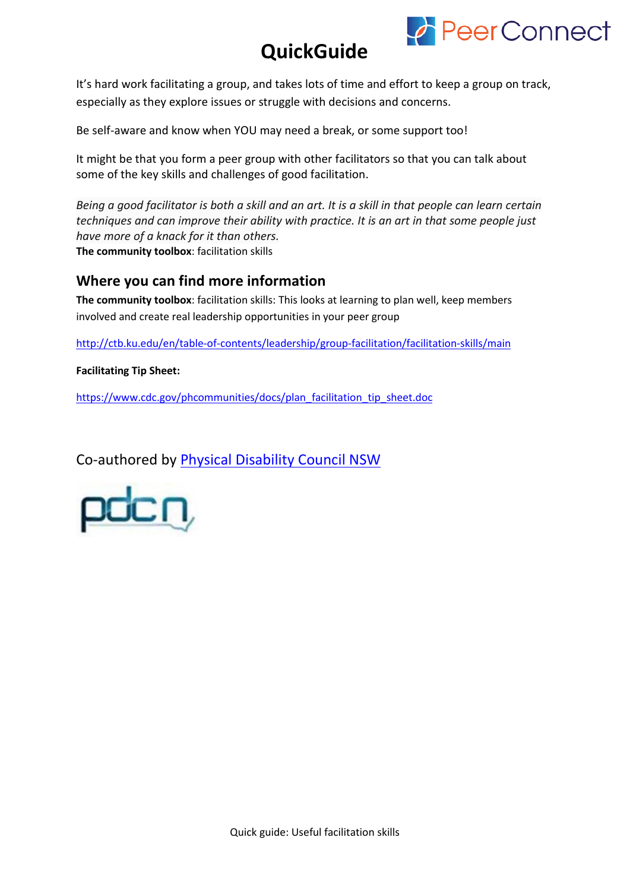# QuickGuide

It's hard work facilitating a group, and takes lots of time and effort to keep a group on track, especially as they explore issues or struggle with decisions and concerns.

Be self-aware and know when YOU may need a break, or some support too!

It might be that you form a peer group with other facilitators so that you can talk about some of the key skills and challenges of good facilitation.

*Being a good facilitator is both a skill and an art. It is a skill in that people can learn certain techniques and can improve their ability with practice. It is an art in that some people just have more of a knack for it than others.*
**The community toolbox**: facilitation skills

## Where you can find more information

**The community toolbox**: facilitation skills: This looks at learning to plan well, keep members involved and create real leadership opportunities in your peer group

http://ctb.ku.edu/en/table-of-contents/leadership/group-facilitation/facilitation-skills/main

**Facilitating Tip Sheet:**

https://www.cdc.gov/phcommunities/docs/plan_facilitation_tip_sheet.doc

Co-authored by Physical Disability Council NSW